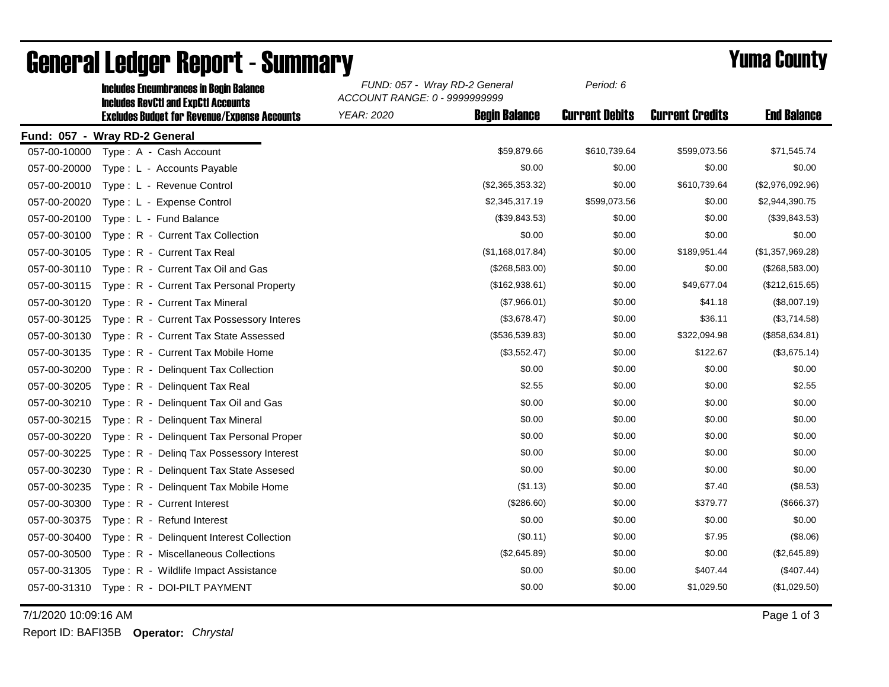# General Ledger Report - Summary

**Yuma County**

**Includes Encumbrances in Begin Balance**
**Includes RevCtl and ExpCtl Accounts**
**Excludes Budget for Revenue/Expense Accounts**

*FUND: 057 - Wray RD-2 General*
*ACCOUNT RANGE: 0 - 9999999999*
*YEAR: 2020*
*Period: 6*

**Fund: 057 - Wray RD-2 General**

| Account | Description | Begin Balance | Current Debits | Current Credits | End Balance |
|---|---|---|---|---|---|
| 057-00-10000 | Type : A - Cash Account | $59,879.66 | $610,739.64 | $599,073.56 | $71,545.74 |
| 057-00-20000 | Type : L - Accounts Payable | $0.00 | $0.00 | $0.00 | $0.00 |
| 057-00-20010 | Type : L - Revenue Control | ($2,365,353.32) | $0.00 | $610,739.64 | ($2,976,092.96) |
| 057-00-20020 | Type : L - Expense Control | $2,345,317.19 | $599,073.56 | $0.00 | $2,944,390.75 |
| 057-00-20100 | Type : L - Fund Balance | ($39,843.53) | $0.00 | $0.00 | ($39,843.53) |
| 057-00-30100 | Type : R - Current Tax Collection | $0.00 | $0.00 | $0.00 | $0.00 |
| 057-00-30105 | Type : R - Current Tax Real | ($1,168,017.84) | $0.00 | $189,951.44 | ($1,357,969.28) |
| 057-00-30110 | Type : R - Current Tax Oil and Gas | ($268,583.00) | $0.00 | $0.00 | ($268,583.00) |
| 057-00-30115 | Type : R - Current Tax Personal Property | ($162,938.61) | $0.00 | $49,677.04 | ($212,615.65) |
| 057-00-30120 | Type : R - Current Tax Mineral | ($7,966.01) | $0.00 | $41.18 | ($8,007.19) |
| 057-00-30125 | Type : R - Current Tax Possessory Interes | ($3,678.47) | $0.00 | $36.11 | ($3,714.58) |
| 057-00-30130 | Type : R - Current Tax State Assessed | ($536,539.83) | $0.00 | $322,094.98 | ($858,634.81) |
| 057-00-30135 | Type : R - Current Tax Mobile Home | ($3,552.47) | $0.00 | $122.67 | ($3,675.14) |
| 057-00-30200 | Type : R - Delinquent Tax Collection | $0.00 | $0.00 | $0.00 | $0.00 |
| 057-00-30205 | Type : R - Delinquent Tax Real | $2.55 | $0.00 | $0.00 | $2.55 |
| 057-00-30210 | Type : R - Delinquent Tax Oil and Gas | $0.00 | $0.00 | $0.00 | $0.00 |
| 057-00-30215 | Type : R - Delinquent Tax Mineral | $0.00 | $0.00 | $0.00 | $0.00 |
| 057-00-30220 | Type : R - Delinquent Tax Personal Proper | $0.00 | $0.00 | $0.00 | $0.00 |
| 057-00-30225 | Type : R - Delinq Tax Possessory Interest | $0.00 | $0.00 | $0.00 | $0.00 |
| 057-00-30230 | Type : R - Delinquent Tax State Assesed | $0.00 | $0.00 | $0.00 | $0.00 |
| 057-00-30235 | Type : R - Delinquent Tax Mobile Home | ($1.13) | $0.00 | $7.40 | ($8.53) |
| 057-00-30300 | Type : R - Current Interest | ($286.60) | $0.00 | $379.77 | ($666.37) |
| 057-00-30375 | Type : R - Refund Interest | $0.00 | $0.00 | $0.00 | $0.00 |
| 057-00-30400 | Type : R - Delinquent Interest Collection | ($0.11) | $0.00 | $7.95 | ($8.06) |
| 057-00-30500 | Type : R - Miscellaneous Collections | ($2,645.89) | $0.00 | $0.00 | ($2,645.89) |
| 057-00-31305 | Type : R - Wildlife Impact Assistance | $0.00 | $0.00 | $407.44 | ($407.44) |
| 057-00-31310 | Type : R - DOI-PILT PAYMENT | $0.00 | $0.00 | $1,029.50 | ($1,029.50) |

7/1/2020 10:09:16 AM

Report ID: BAFI35B **Operator:** *Chrystal*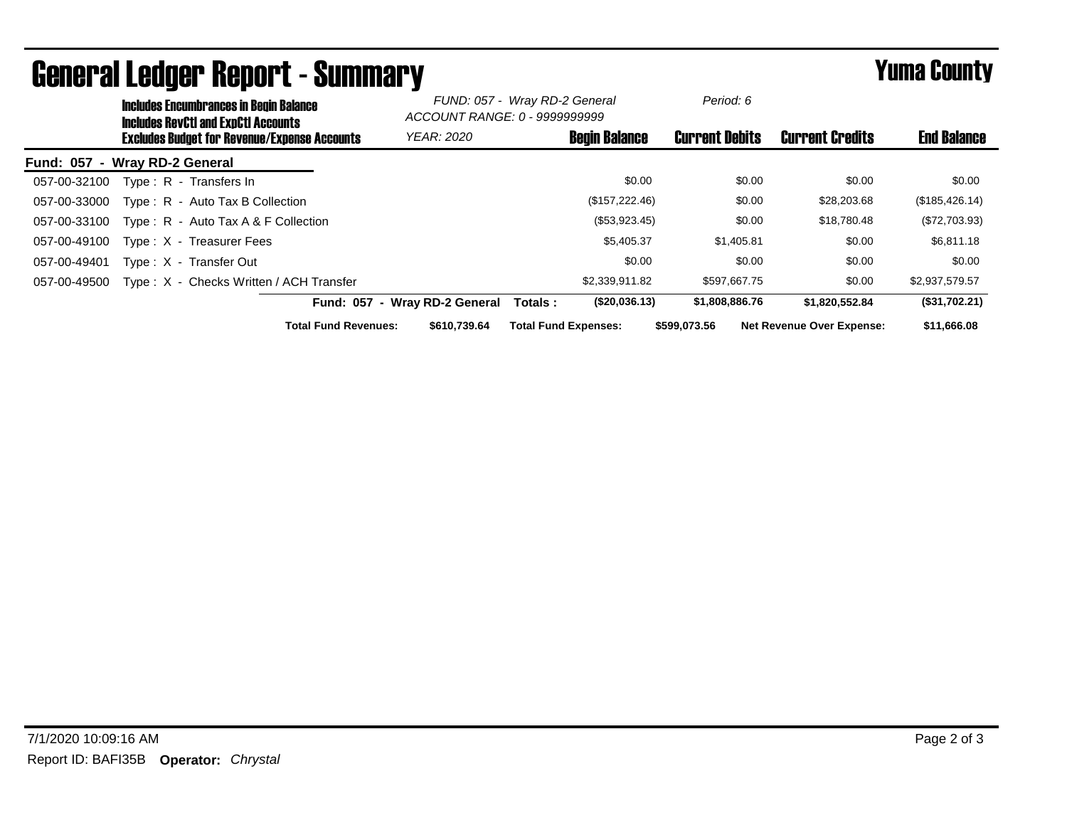# General Ledger Report - Summary

**Yuma County**

**Includes Encumbrances in Begin Balance**
**Includes RevCtl and ExpCtl Accounts**
**Excludes Budget for Revenue/Expense Accounts**

*FUND: 057 - Wray RD-2 General*
*ACCOUNT RANGE: 0 - 9999999999*
*YEAR: 2020*
*Period: 6*

**Fund: 057 - Wray RD-2 General**

| Account | Description | Begin Balance | Current Debits | Current Credits | End Balance |
|---|---|---|---|---|---|
| 057-00-32100 | Type : R - Transfers In | $0.00 | $0.00 | $0.00 | $0.00 |
| 057-00-33000 | Type : R - Auto Tax B Collection | ($157,222.46) | $0.00 | $28,203.68 | ($185,426.14) |
| 057-00-33100 | Type : R - Auto Tax A & F Collection | ($53,923.45) | $0.00 | $18,780.48 | ($72,703.93) |
| 057-00-49100 | Type : X - Treasurer Fees | $5,405.37 | $1,405.81 | $0.00 | $6,811.18 |
| 057-00-49401 | Type : X - Transfer Out | $0.00 | $0.00 | $0.00 | $0.00 |
| 057-00-49500 | Type : X - Checks Written / ACH Transfer | $2,339,911.82 | $597,667.75 | $0.00 | $2,937,579.57 |
| | **Fund: 057 - Wray RD-2 General Totals :** | **($20,036.13)** | **$1,808,886.76** | **$1,820,552.84** | **($31,702.21)** |

**Total Fund Revenues:** **$610,739.64** **Total Fund Expenses:** **$599,073.56** **Net Revenue Over Expense:** **$11,666.08**

7/1/2020 10:09:16 AM

Report ID: BAFI35B **Operator:** *Chrystal*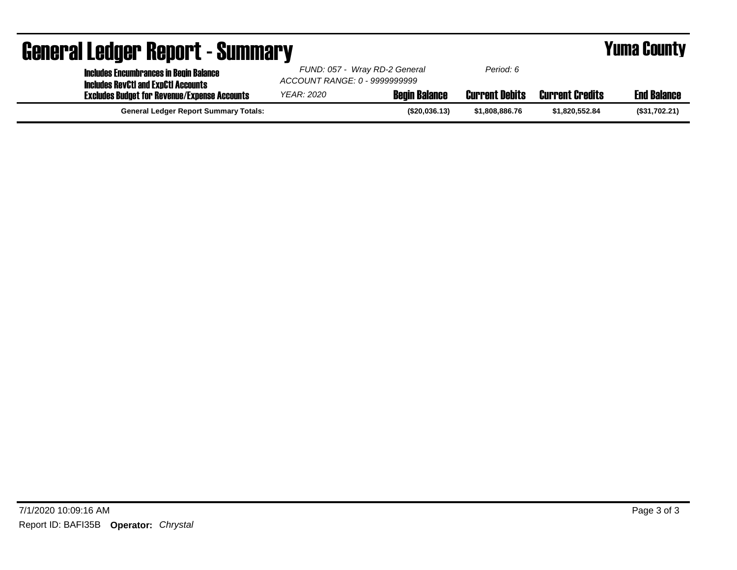# General Ledger Report - Summary

## Yuma County

**Includes Encumbrances in Begin Balance**
**Includes RevCtl and ExpCtl Accounts**
**Excludes Budget for Revenue/Expense Accounts**

*FUND: 057 - Wray RD-2 General*
*ACCOUNT RANGE: 0 - 9999999999*
*YEAR: 2020*

*Period: 6*

| | Begin Balance | Current Debits | Current Credits | End Balance |
|---|---|---|---|---|
| **General Ledger Report Summary Totals:** | **($20,036.13)** | **$1,808,886.76** | **$1,820,552.84** | **($31,702.21)** |

7/1/2020 10:09:16 AM

Report ID: BAFI35B **Operator:** *Chrystal*